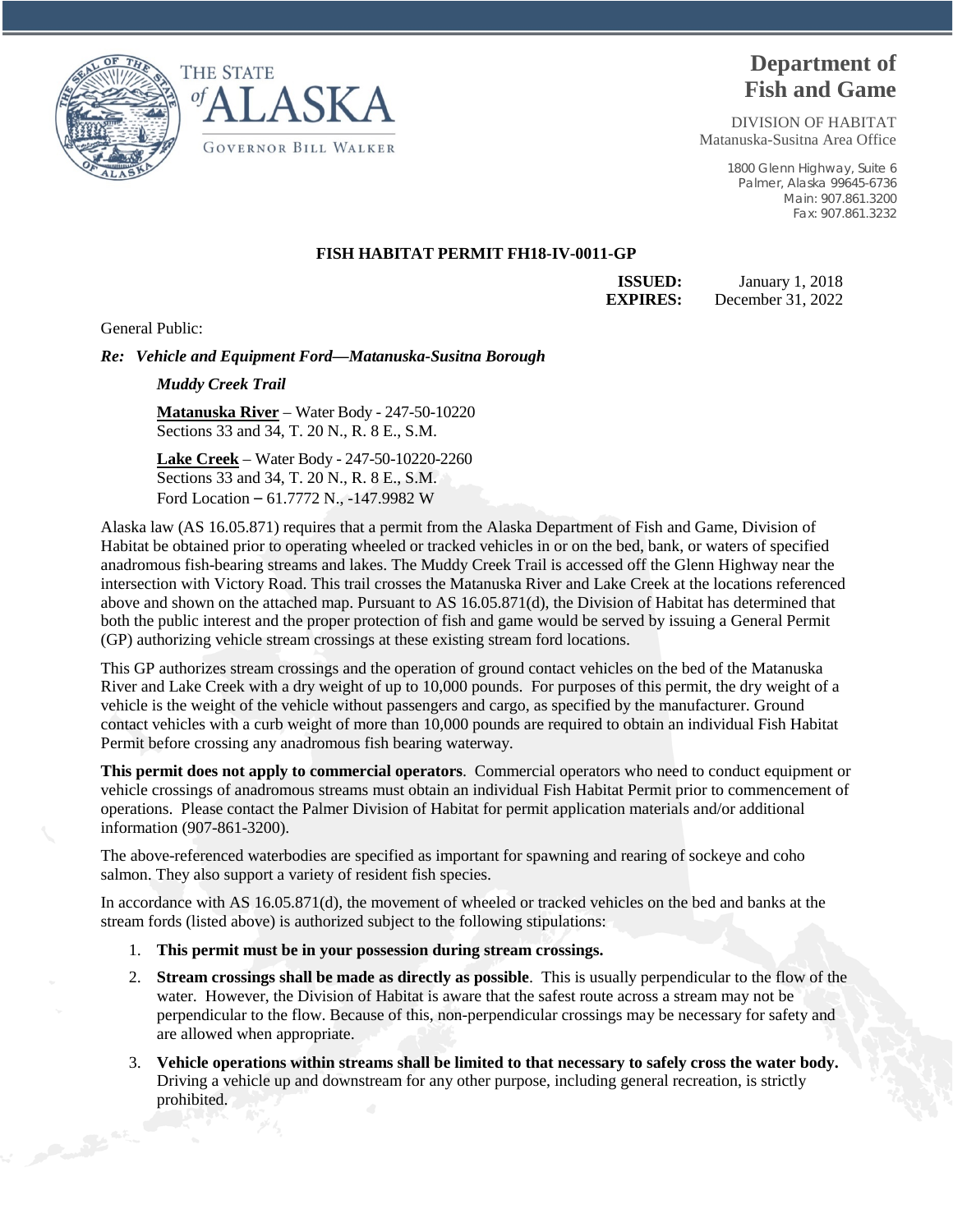THE STATE of ALASKA

GOVERNOR BILL WALKER

# Department of Fish and Game

DIVISION OF HABITAT
Matanuska-Susitna Area Office

1800 Glenn Highway, Suite 6
Palmer, Alaska 99645-6736
Main: 907.861.3200
Fax: 907.861.3232

**FISH HABITAT PERMIT FH18-IV-0011-GP**

**ISSUED:** January 1, 2018
**EXPIRES:** December 31, 2022

General Public:

***Re: Vehicle and Equipment Ford—Matanuska-Susitna Borough***

***Muddy Creek Trail***

**Matanuska River** – Water Body - 247-50-10220
Sections 33 and 34, T. 20 N., R. 8 E., S.M.

**Lake Creek** – Water Body - 247-50-10220-2260
Sections 33 and 34, T. 20 N., R. 8 E., S.M.
Ford Location – 61.7772 N., -147.9982 W

Alaska law (AS 16.05.871) requires that a permit from the Alaska Department of Fish and Game, Division of Habitat be obtained prior to operating wheeled or tracked vehicles in or on the bed, bank, or waters of specified anadromous fish-bearing streams and lakes. The Muddy Creek Trail is accessed off the Glenn Highway near the intersection with Victory Road. This trail crosses the Matanuska River and Lake Creek at the locations referenced above and shown on the attached map. Pursuant to AS 16.05.871(d), the Division of Habitat has determined that both the public interest and the proper protection of fish and game would be served by issuing a General Permit (GP) authorizing vehicle stream crossings at these existing stream ford locations.

This GP authorizes stream crossings and the operation of ground contact vehicles on the bed of the Matanuska River and Lake Creek with a dry weight of up to 10,000 pounds. For purposes of this permit, the dry weight of a vehicle is the weight of the vehicle without passengers and cargo, as specified by the manufacturer. Ground contact vehicles with a curb weight of more than 10,000 pounds are required to obtain an individual Fish Habitat Permit before crossing any anadromous fish bearing waterway.

**This permit does not apply to commercial operators**. Commercial operators who need to conduct equipment or vehicle crossings of anadromous streams must obtain an individual Fish Habitat Permit prior to commencement of operations. Please contact the Palmer Division of Habitat for permit application materials and/or additional information (907-861-3200).

The above-referenced waterbodies are specified as important for spawning and rearing of sockeye and coho salmon. They also support a variety of resident fish species.

In accordance with AS 16.05.871(d), the movement of wheeled or tracked vehicles on the bed and banks at the stream fords (listed above) is authorized subject to the following stipulations:

1. **This permit must be in your possession during stream crossings.**
2. **Stream crossings shall be made as directly as possible**. This is usually perpendicular to the flow of the water. However, the Division of Habitat is aware that the safest route across a stream may not be perpendicular to the flow. Because of this, non-perpendicular crossings may be necessary for safety and are allowed when appropriate.
3. **Vehicle operations within streams shall be limited to that necessary to safely cross the water body.** Driving a vehicle up and downstream for any other purpose, including general recreation, is strictly prohibited.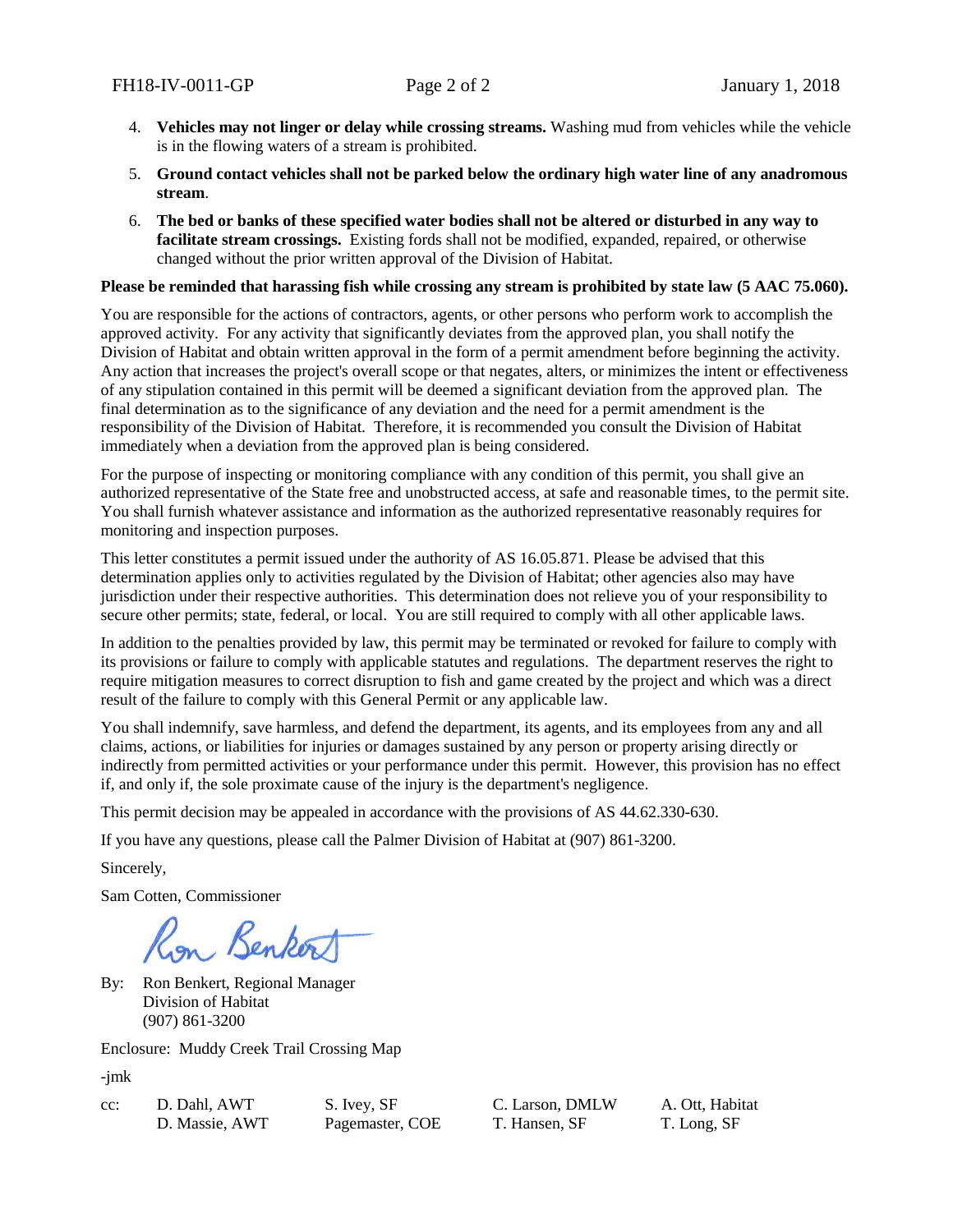4. **Vehicles may not linger or delay while crossing streams.** Washing mud from vehicles while the vehicle is in the flowing waters of a stream is prohibited.
5. **Ground contact vehicles shall not be parked below the ordinary high water line of any anadromous stream**.
6. **The bed or banks of these specified water bodies shall not be altered or disturbed in any way to facilitate stream crossings.** Existing fords shall not be modified, expanded, repaired, or otherwise changed without the prior written approval of the Division of Habitat.

**Please be reminded that harassing fish while crossing any stream is prohibited by state law (5 AAC 75.060).**

You are responsible for the actions of contractors, agents, or other persons who perform work to accomplish the approved activity. For any activity that significantly deviates from the approved plan, you shall notify the Division of Habitat and obtain written approval in the form of a permit amendment before beginning the activity. Any action that increases the project's overall scope or that negates, alters, or minimizes the intent or effectiveness of any stipulation contained in this permit will be deemed a significant deviation from the approved plan. The final determination as to the significance of any deviation and the need for a permit amendment is the responsibility of the Division of Habitat. Therefore, it is recommended you consult the Division of Habitat immediately when a deviation from the approved plan is being considered.

For the purpose of inspecting or monitoring compliance with any condition of this permit, you shall give an authorized representative of the State free and unobstructed access, at safe and reasonable times, to the permit site. You shall furnish whatever assistance and information as the authorized representative reasonably requires for monitoring and inspection purposes.

This letter constitutes a permit issued under the authority of AS 16.05.871. Please be advised that this determination applies only to activities regulated by the Division of Habitat; other agencies also may have jurisdiction under their respective authorities. This determination does not relieve you of your responsibility to secure other permits; state, federal, or local. You are still required to comply with all other applicable laws.

In addition to the penalties provided by law, this permit may be terminated or revoked for failure to comply with its provisions or failure to comply with applicable statutes and regulations. The department reserves the right to require mitigation measures to correct disruption to fish and game created by the project and which was a direct result of the failure to comply with this General Permit or any applicable law.

You shall indemnify, save harmless, and defend the department, its agents, and its employees from any and all claims, actions, or liabilities for injuries or damages sustained by any person or property arising directly or indirectly from permitted activities or your performance under this permit. However, this provision has no effect if, and only if, the sole proximate cause of the injury is the department's negligence.

This permit decision may be appealed in accordance with the provisions of AS 44.62.330-630.

If you have any questions, please call the Palmer Division of Habitat at (907) 861-3200.

Sincerely,

Sam Cotten, Commissioner

By: Ron Benkert, Regional Manager
Division of Habitat
(907) 861-3200

Enclosure: Muddy Creek Trail Crossing Map

-jmk

cc: D. Dahl, AWT; D. Massie, AWT; S. Ivey, SF; Pagemaster, COE; C. Larson, DMLW; T. Hansen, SF; A. Ott, Habitat; T. Long, SF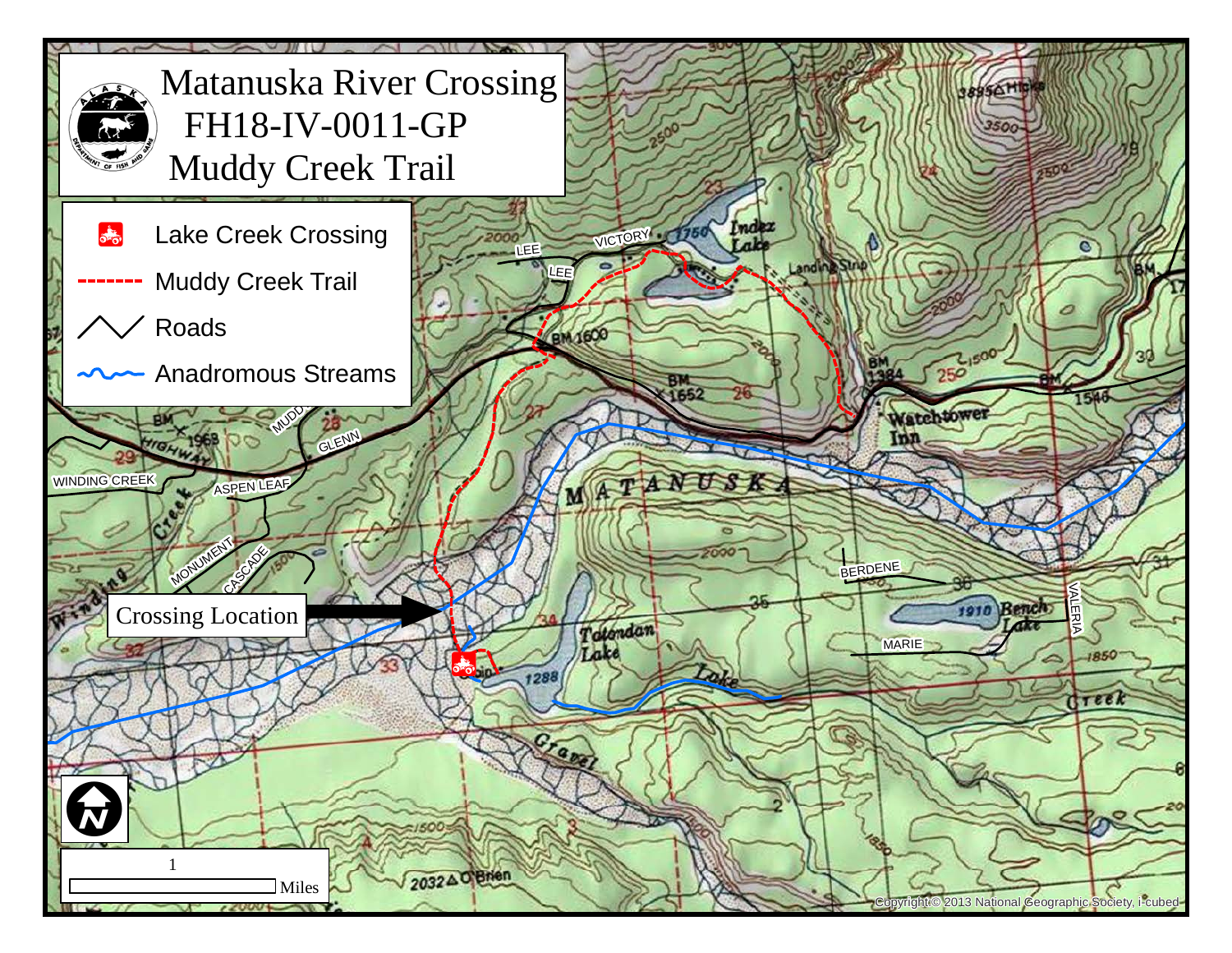# Matanuska River Crossing
# FH18-IV-0011-GP
# Muddy Creek Trail

Lake Creek Crossing

Muddy Creek Trail

Roads

Anadromous Streams

Crossing Location

1

Miles

Copyright:© 2013 National Geographic Society, i-cubed